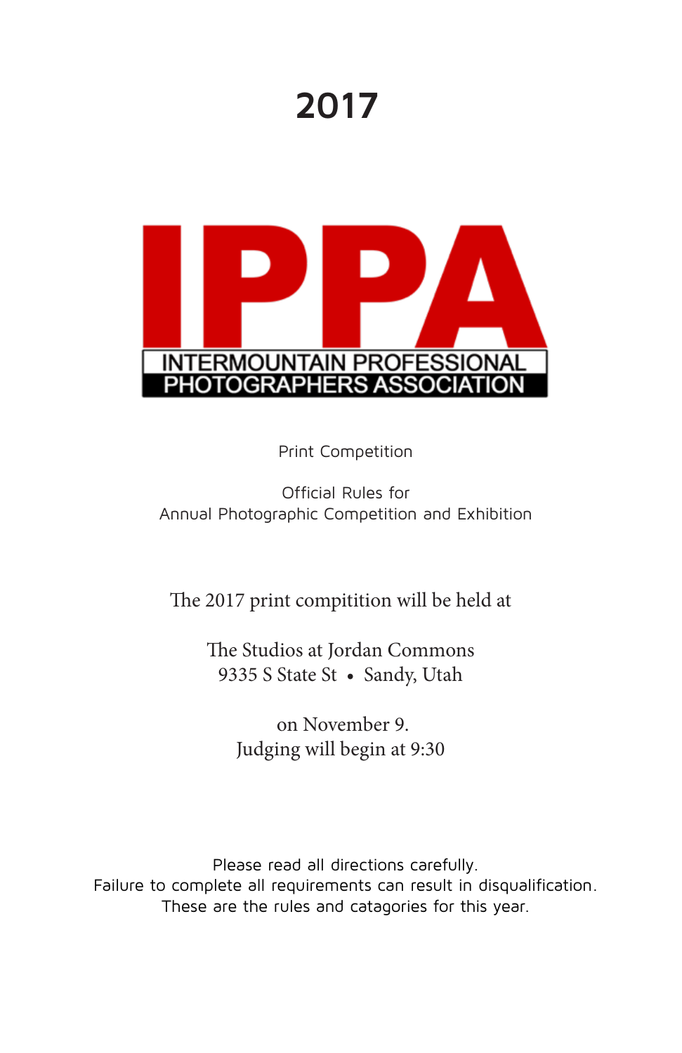# 2017

# IPPA

INTERMOUNTAIN PROFESSIONAL PHOTOGRAPHERS ASSOCIATION

Print Competition

Official Rules for
Annual Photographic Competition and Exhibition

The 2017 print compitition will be held at

The Studios at Jordan Commons
9335 S State St • Sandy, Utah

on November 9.
Judging will begin at 9:30

Please read all directions carefully.
Failure to complete all requirements can result in disqualification.
These are the rules and catagories for this year.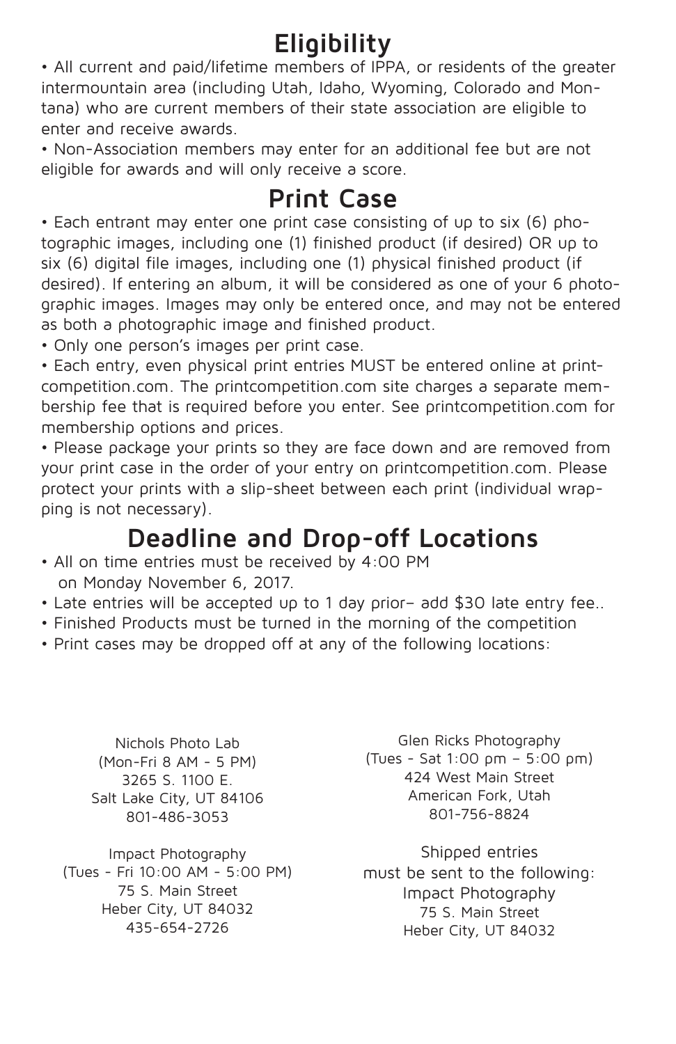# Eligibility

- All current and paid/lifetime members of IPPA, or residents of the greater intermountain area (including Utah, Idaho, Wyoming, Colorado and Montana) who are current members of their state association are eligible to enter and receive awards.
- Non-Association members may enter for an additional fee but are not eligible for awards and will only receive a score.

# Print Case

- Each entrant may enter one print case consisting of up to six (6) photographic images, including one (1) finished product (if desired) OR up to six (6) digital file images, including one (1) physical finished product (if desired). If entering an album, it will be considered as one of your 6 photographic images. Images may only be entered once, and may not be entered as both a photographic image and finished product.
- Only one person's images per print case.
- Each entry, even physical print entries MUST be entered online at printcompetition.com. The printcompetition.com site charges a separate membership fee that is required before you enter. See printcompetition.com for membership options and prices.
- Please package your prints so they are face down and are removed from your print case in the order of your entry on printcompetition.com. Please protect your prints with a slip-sheet between each print (individual wrapping is not necessary).

# Deadline and Drop-off Locations

- All on time entries must be received by 4:00 PM on Monday November 6, 2017.
- Late entries will be accepted up to 1 day prior– add $30 late entry fee..
- Finished Products must be turned in the morning of the competition
- Print cases may be dropped off at any of the following locations:

Nichols Photo Lab
(Mon-Fri 8 AM - 5 PM)
3265 S. 1100 E.
Salt Lake City, UT 84106
801-486-3053

Impact Photography
(Tues - Fri 10:00 AM - 5:00 PM)
75 S. Main Street
Heber City, UT 84032
435-654-2726

Glen Ricks Photography
(Tues - Sat 1:00 pm – 5:00 pm)
424 West Main Street
American Fork, Utah
801-756-8824

Shipped entries
must be sent to the following:
Impact Photography
75 S. Main Street
Heber City, UT 84032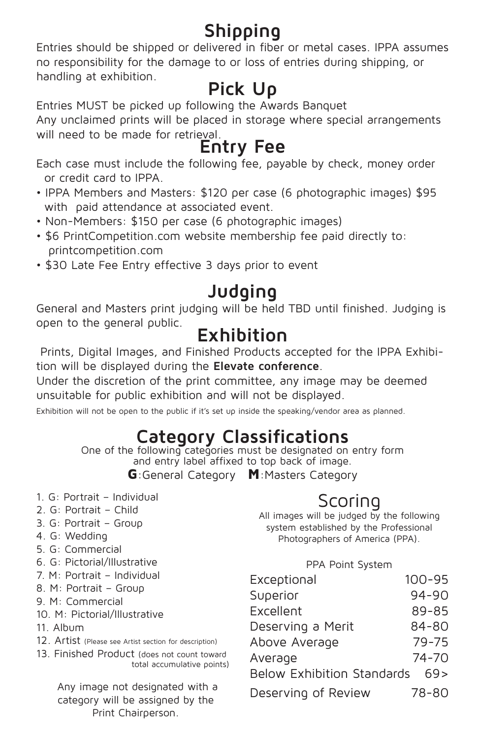## Shipping

Entries should be shipped or delivered in fiber or metal cases. IPPA assumes no responsibility for the damage to or loss of entries during shipping, or handling at exhibition.

## Pick Up

Entries MUST be picked up following the Awards Banquet

Any unclaimed prints will be placed in storage where special arrangements will need to be made for retrieval.

## Entry Fee

Each case must include the following fee, payable by check, money order or credit card to IPPA.

- IPPA Members and Masters: $120 per case (6 photographic images) $95 with paid attendance at associated event.
- Non-Members: $150 per case (6 photographic images)
- $6 PrintCompetition.com website membership fee paid directly to: printcompetition.com
- $30 Late Fee Entry effective 3 days prior to event

## Judging

General and Masters print judging will be held TBD until finished. Judging is open to the general public.

## Exhibition

Prints, Digital Images, and Finished Products accepted for the IPPA Exhibition will be displayed during the **Elevate conference**.

Under the discretion of the print committee, any image may be deemed unsuitable for public exhibition and will not be displayed.

Exhibition will not be open to the public if it's set up inside the speaking/vendor area as planned.

## Category Classifications

One of the following categories must be designated on entry form and entry label affixed to top back of image.

**G**:General Category **M**:Masters Category

1. G: Portrait – Individual
2. G: Portrait – Child
3. G: Portrait – Group
4. G: Wedding
5. G: Commercial
6. G: Pictorial/Illustrative
7. M: Portrait – Individual
8. M: Portrait – Group
9. M: Commercial
10. M: Pictorial/Illustrative
11. Album
12. Artist (Please see Artist section for description)
13. Finished Product (does not count toward total accumulative points)

Any image not designated with a category will be assigned by the Print Chairperson.

## Scoring

All images will be judged by the following system established by the Professional Photographers of America (PPA).

PPA Point System

| | |
|---|---|
| Exceptional | 100-95 |
| Superior | 94-90 |
| Excellent | 89-85 |
| Deserving a Merit | 84-80 |
| Above Average | 79-75 |
| Average | 74-70 |
| Below Exhibition Standards | 69> |
| Deserving of Review | 78-80 |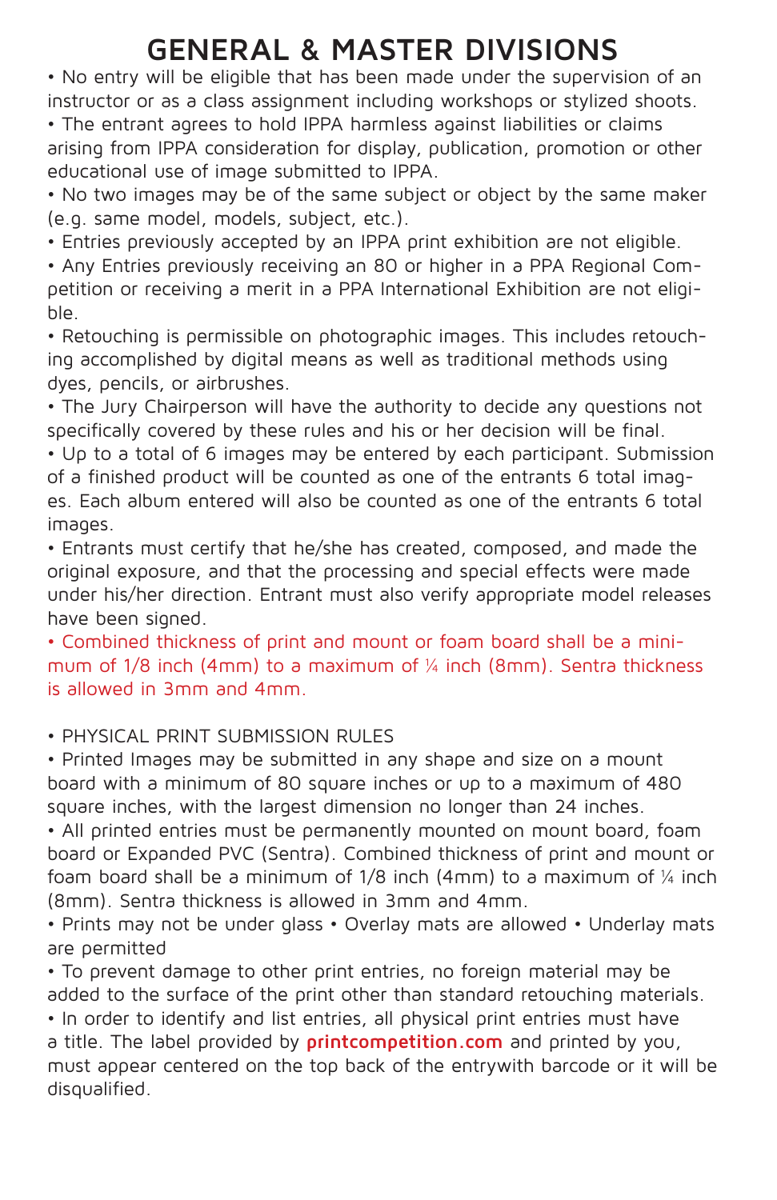# GENERAL & MASTER DIVISIONS

- No entry will be eligible that has been made under the supervision of an instructor or as a class assignment including workshops or stylized shoots.
- The entrant agrees to hold IPPA harmless against liabilities or claims arising from IPPA consideration for display, publication, promotion or other educational use of image submitted to IPPA.
- No two images may be of the same subject or object by the same maker (e.g. same model, models, subject, etc.).
- Entries previously accepted by an IPPA print exhibition are not eligible.
- Any Entries previously receiving an 80 or higher in a PPA Regional Competition or receiving a merit in a PPA International Exhibition are not eligible.
- Retouching is permissible on photographic images. This includes retouching accomplished by digital means as well as traditional methods using dyes, pencils, or airbrushes.
- The Jury Chairperson will have the authority to decide any questions not specifically covered by these rules and his or her decision will be final.
- Up to a total of 6 images may be entered by each participant. Submission of a finished product will be counted as one of the entrants 6 total images. Each album entered will also be counted as one of the entrants 6 total images.
- Entrants must certify that he/she has created, composed, and made the original exposure, and that the processing and special effects were made under his/her direction. Entrant must also verify appropriate model releases have been signed.
- Combined thickness of print and mount or foam board shall be a minimum of 1/8 inch (4mm) to a maximum of ¼ inch (8mm). Sentra thickness is allowed in 3mm and 4mm.

- PHYSICAL PRINT SUBMISSION RULES
- Printed Images may be submitted in any shape and size on a mount board with a minimum of 80 square inches or up to a maximum of 480 square inches, with the largest dimension no longer than 24 inches.
- All printed entries must be permanently mounted on mount board, foam board or Expanded PVC (Sentra). Combined thickness of print and mount or foam board shall be a minimum of 1/8 inch (4mm) to a maximum of ¼ inch (8mm). Sentra thickness is allowed in 3mm and 4mm.
- Prints may not be under glass • Overlay mats are allowed • Underlay mats are permitted
- To prevent damage to other print entries, no foreign material may be added to the surface of the print other than standard retouching materials.
- In order to identify and list entries, all physical print entries must have a title. The label provided by **printcompetition.com** and printed by you, must appear centered on the top back of the entrywith barcode or it will be disqualified.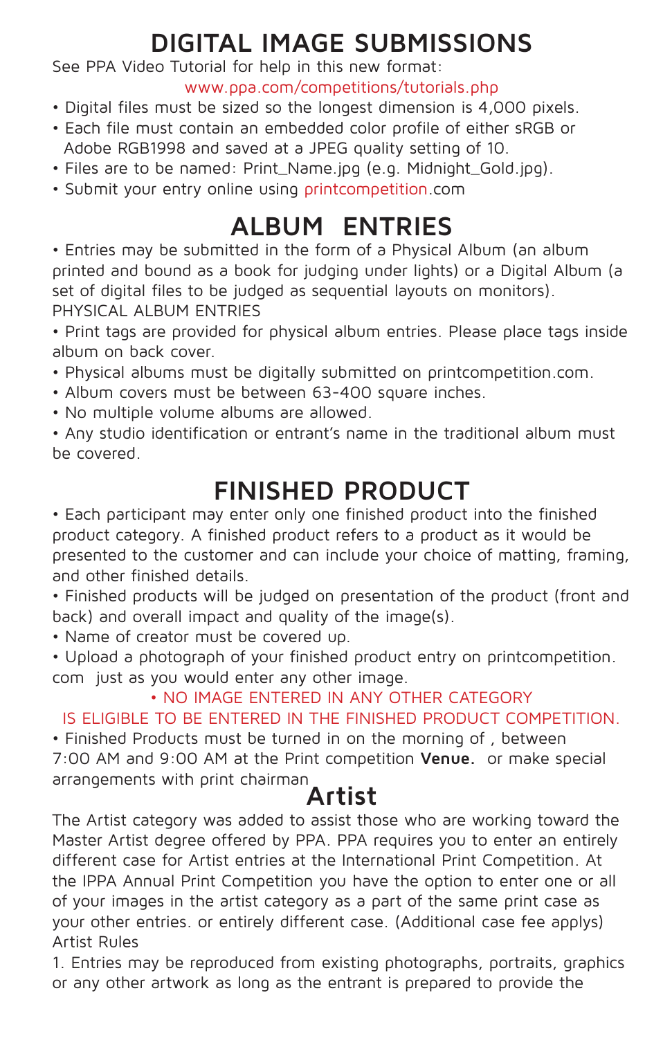# DIGITAL IMAGE SUBMISSIONS

See PPA Video Tutorial for help in this new format:

www.ppa.com/competitions/tutorials.php

- Digital files must be sized so the longest dimension is 4,000 pixels.
- Each file must contain an embedded color profile of either sRGB or Adobe RGB1998 and saved at a JPEG quality setting of 10.
- Files are to be named: Print_Name.jpg (e.g. Midnight_Gold.jpg).
- Submit your entry online using printcompetition.com

# ALBUM ENTRIES

• Entries may be submitted in the form of a Physical Album (an album printed and bound as a book for judging under lights) or a Digital Album (a set of digital files to be judged as sequential layouts on monitors).

PHYSICAL ALBUM ENTRIES

• Print tags are provided for physical album entries. Please place tags inside album on back cover.

• Physical albums must be digitally submitted on printcompetition.com.

• Album covers must be between 63-400 square inches.

• No multiple volume albums are allowed.

• Any studio identification or entrant's name in the traditional album must be covered.

# FINISHED PRODUCT

• Each participant may enter only one finished product into the finished product category. A finished product refers to a product as it would be presented to the customer and can include your choice of matting, framing, and other finished details.

• Finished products will be judged on presentation of the product (front and back) and overall impact and quality of the image(s).

• Name of creator must be covered up.

• Upload a photograph of your finished product entry on printcompetition.com just as you would enter any other image.

• NO IMAGE ENTERED IN ANY OTHER CATEGORY IS ELIGIBLE TO BE ENTERED IN THE FINISHED PRODUCT COMPETITION.

• Finished Products must be turned in on the morning of , between 7:00 AM and 9:00 AM at the Print competition **Venue.** or make special arrangements with print chairman

# Artist

The Artist category was added to assist those who are working toward the Master Artist degree offered by PPA. PPA requires you to enter an entirely different case for Artist entries at the International Print Competition. At the IPPA Annual Print Competition you have the option to enter one or all of your images in the artist category as a part of the same print case as your other entries. or entirely different case. (Additional case fee applys)

Artist Rules

1. Entries may be reproduced from existing photographs, portraits, graphics or any other artwork as long as the entrant is prepared to provide the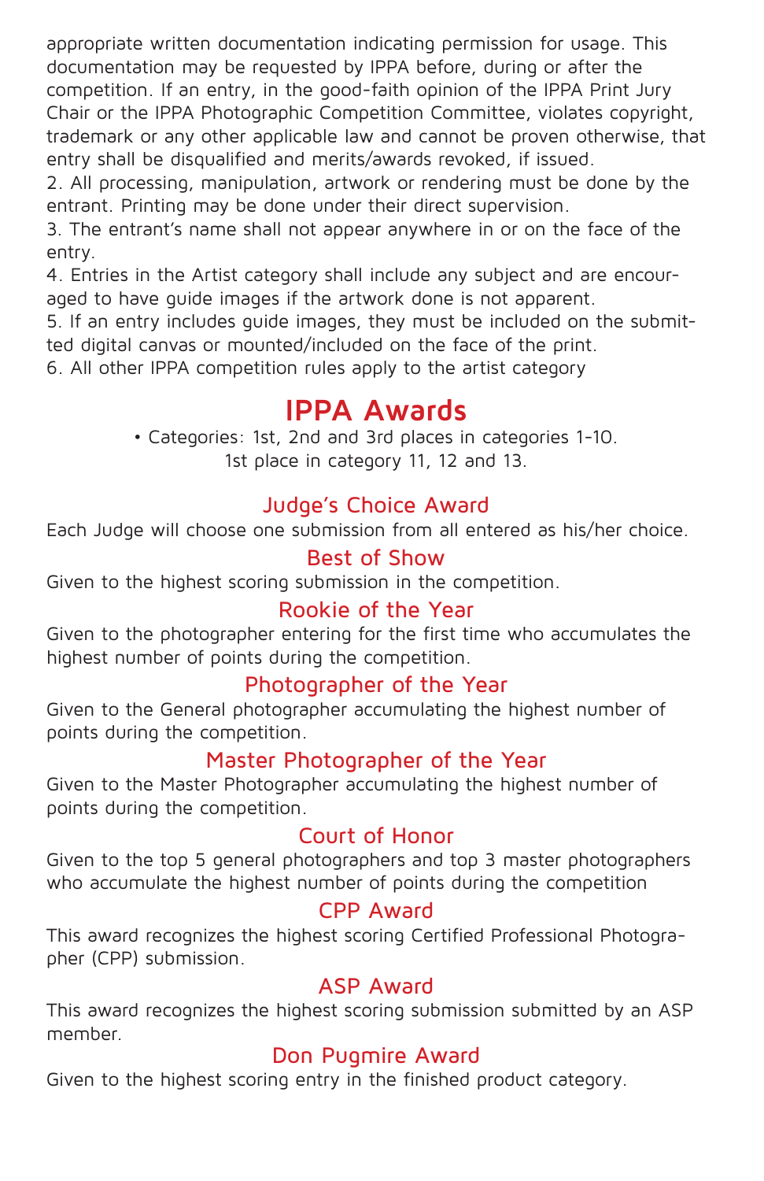appropriate written documentation indicating permission for usage. This documentation may be requested by IPPA before, during or after the competition. If an entry, in the good-faith opinion of the IPPA Print Jury Chair or the IPPA Photographic Competition Committee, violates copyright, trademark or any other applicable law and cannot be proven otherwise, that entry shall be disqualified and merits/awards revoked, if issued.

2. All processing, manipulation, artwork or rendering must be done by the entrant. Printing may be done under their direct supervision.
3. The entrant's name shall not appear anywhere in or on the face of the entry.
4. Entries in the Artist category shall include any subject and are encouraged to have guide images if the artwork done is not apparent.
5. If an entry includes guide images, they must be included on the submitted digital canvas or mounted/included on the face of the print.
6. All other IPPA competition rules apply to the artist category

# IPPA Awards

• Categories: 1st, 2nd and 3rd places in categories 1-10.
1st place in category 11, 12 and 13.

## Judge's Choice Award

Each Judge will choose one submission from all entered as his/her choice.

## Best of Show

Given to the highest scoring submission in the competition.

## Rookie of the Year

Given to the photographer entering for the first time who accumulates the highest number of points during the competition.

## Photographer of the Year

Given to the General photographer accumulating the highest number of points during the competition.

## Master Photographer of the Year

Given to the Master Photographer accumulating the highest number of points during the competition.

## Court of Honor

Given to the top 5 general photographers and top 3 master photographers who accumulate the highest number of points during the competition

## CPP Award

This award recognizes the highest scoring Certified Professional Photographer (CPP) submission.

## ASP Award

This award recognizes the highest scoring submission submitted by an ASP member.

## Don Pugmire Award

Given to the highest scoring entry in the finished product category.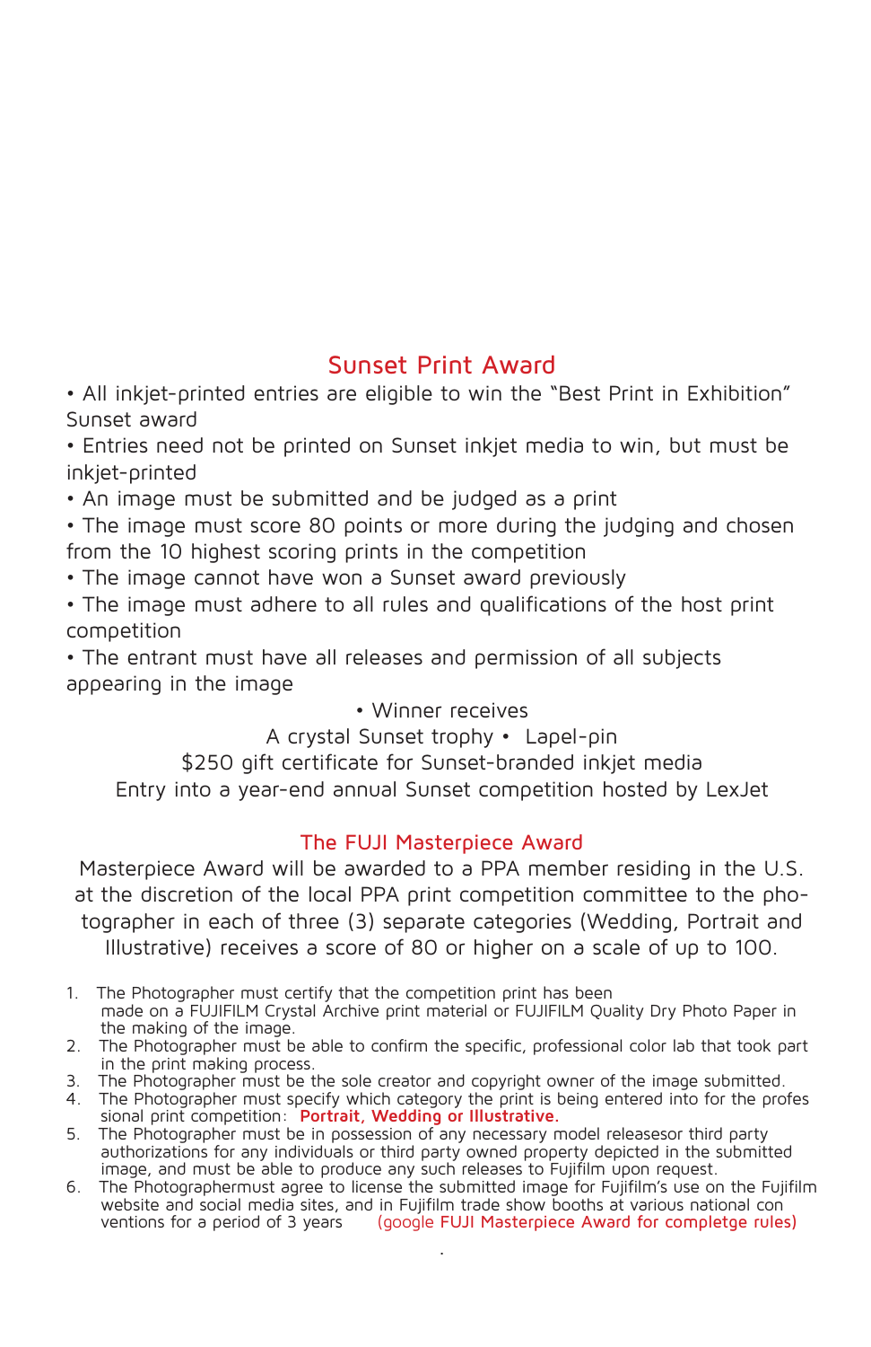## Sunset Print Award

• All inkjet-printed entries are eligible to win the “Best Print in Exhibition” Sunset award

• Entries need not be printed on Sunset inkjet media to win, but must be inkjet-printed

• An image must be submitted and be judged as a print

• The image must score 80 points or more during the judging and chosen from the 10 highest scoring prints in the competition

• The image cannot have won a Sunset award previously

• The image must adhere to all rules and qualifications of the host print competition

• The entrant must have all releases and permission of all subjects appearing in the image

• Winner receives

A crystal Sunset trophy • Lapel-pin

$250 gift certificate for Sunset-branded inkjet media

Entry into a year-end annual Sunset competition hosted by LexJet

## The FUJI Masterpiece Award

Masterpiece Award will be awarded to a PPA member residing in the U.S. at the discretion of the local PPA print competition committee to the photographer in each of three (3) separate categories (Wedding, Portrait and Illustrative) receives a score of 80 or higher on a scale of up to 100.

1. The Photographer must certify that the competition print has been made on a FUJIFILM Crystal Archive print material or FUJIFILM Quality Dry Photo Paper in the making of the image.
2. The Photographer must be able to confirm the specific, professional color lab that took part in the print making process.
3. The Photographer must be the sole creator and copyright owner of the image submitted.
4. The Photographer must specify which category the print is being entered into for the professional print competition: **Portrait, Wedding or Illustrative.**
5. The Photographer must be in possession of any necessary model releasesor third party authorizations for any individuals or third party owned property depicted in the submitted image, and must be able to produce any such releases to Fujifilm upon request.
6. The Photographermust agree to license the submitted image for Fujifilm’s use on the Fujifilm website and social media sites, and in Fujifilm trade show booths at various national conventions for a period of 3 years (google **FUJI Masterpiece Award for completge rules)**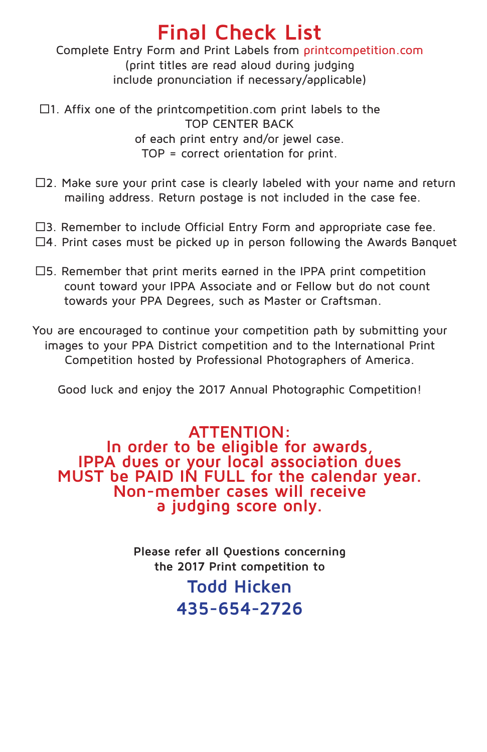# Final Check List

Complete Entry Form and Print Labels from printcompetition.com
(print titles are read aloud during judging
include pronunciation if necessary/applicable)

☐1. Affix one of the printcompetition.com print labels to the TOP CENTER BACK of each print entry and/or jewel case. TOP = correct orientation for print.

☐2. Make sure your print case is clearly labeled with your name and return mailing address. Return postage is not included in the case fee.

☐3. Remember to include Official Entry Form and appropriate case fee.

☐4. Print cases must be picked up in person following the Awards Banquet

☐5. Remember that print merits earned in the IPPA print competition count toward your IPPA Associate and or Fellow but do not count towards your PPA Degrees, such as Master or Craftsman.

You are encouraged to continue your competition path by submitting your images to your PPA District competition and to the International Print Competition hosted by Professional Photographers of America.

Good luck and enjoy the 2017 Annual Photographic Competition!

**ATTENTION:**
**In order to be eligible for awards, IPPA dues or your local association dues MUST be PAID IN FULL for the calendar year. Non-member cases will receive a judging score only.**

**Please refer all Questions concerning the 2017 Print competition to**

**Todd Hicken**
**435-654-2726**